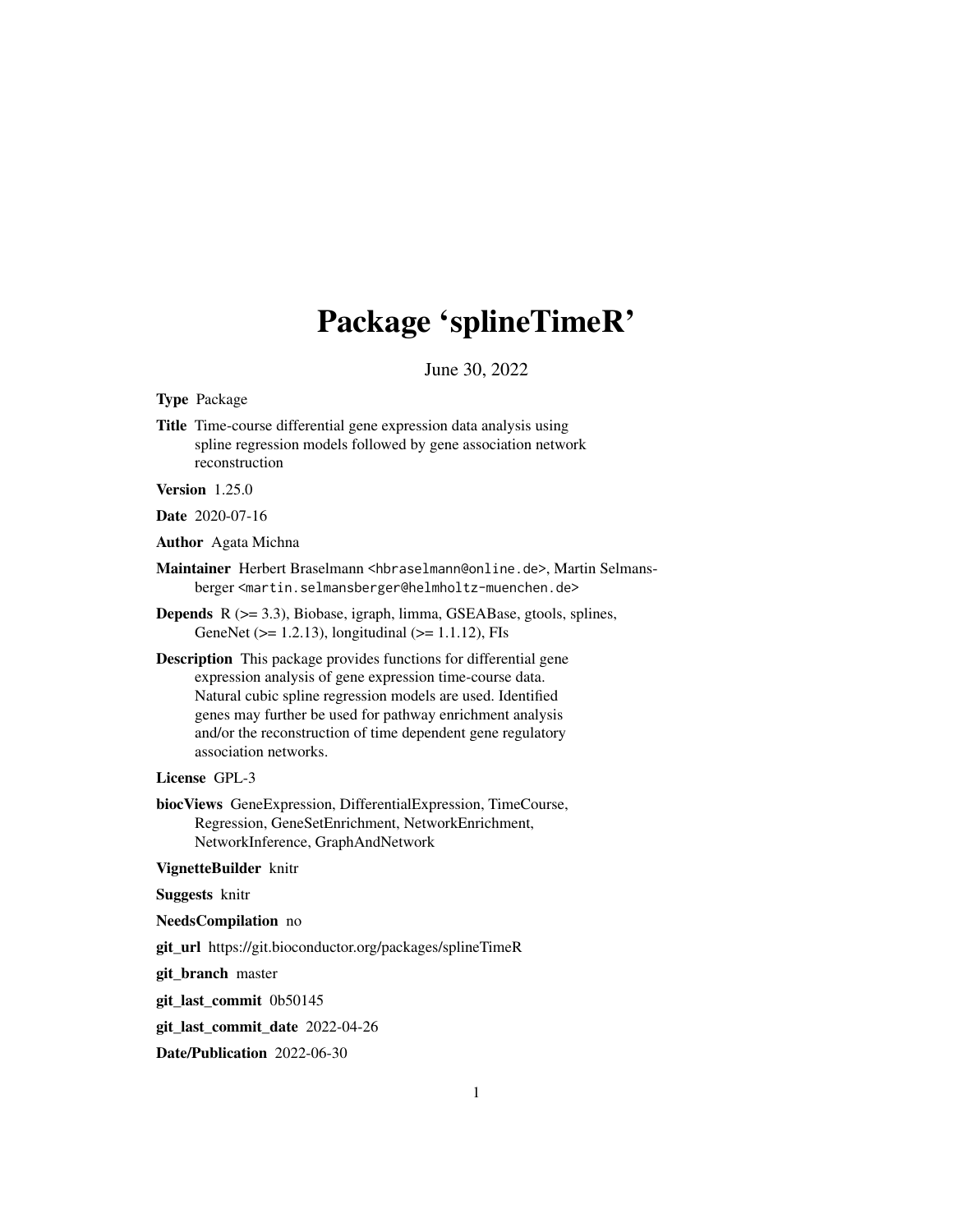# Package 'splineTimeR'

June 30, 2022

**Type** Package

**Title** Time-course differential gene expression data analysis using spline regression models followed by gene association network reconstruction

**Version** 1.25.0

**Date** 2020-07-16

**Author** Agata Michna

**Maintainer** Herbert Braselmann <hbraselmann@online.de>, Martin Selmansberger <martin.selmansberger@helmholtz-muenchen.de>

**Depends** R (>= 3.3), Biobase, igraph, limma, GSEABase, gtools, splines, GeneNet (>= 1.2.13), longitudinal (>= 1.1.12), FIs

**Description** This package provides functions for differential gene expression analysis of gene expression time-course data. Natural cubic spline regression models are used. Identified genes may further be used for pathway enrichment analysis and/or the reconstruction of time dependent gene regulatory association networks.

**License** GPL-3

**biocViews** GeneExpression, DifferentialExpression, TimeCourse, Regression, GeneSetEnrichment, NetworkEnrichment, NetworkInference, GraphAndNetwork

**VignetteBuilder** knitr

**Suggests** knitr

**NeedsCompilation** no

**git_url** https://git.bioconductor.org/packages/splineTimeR

**git_branch** master

**git_last_commit** 0b50145

**git_last_commit_date** 2022-04-26

**Date/Publication** 2022-06-30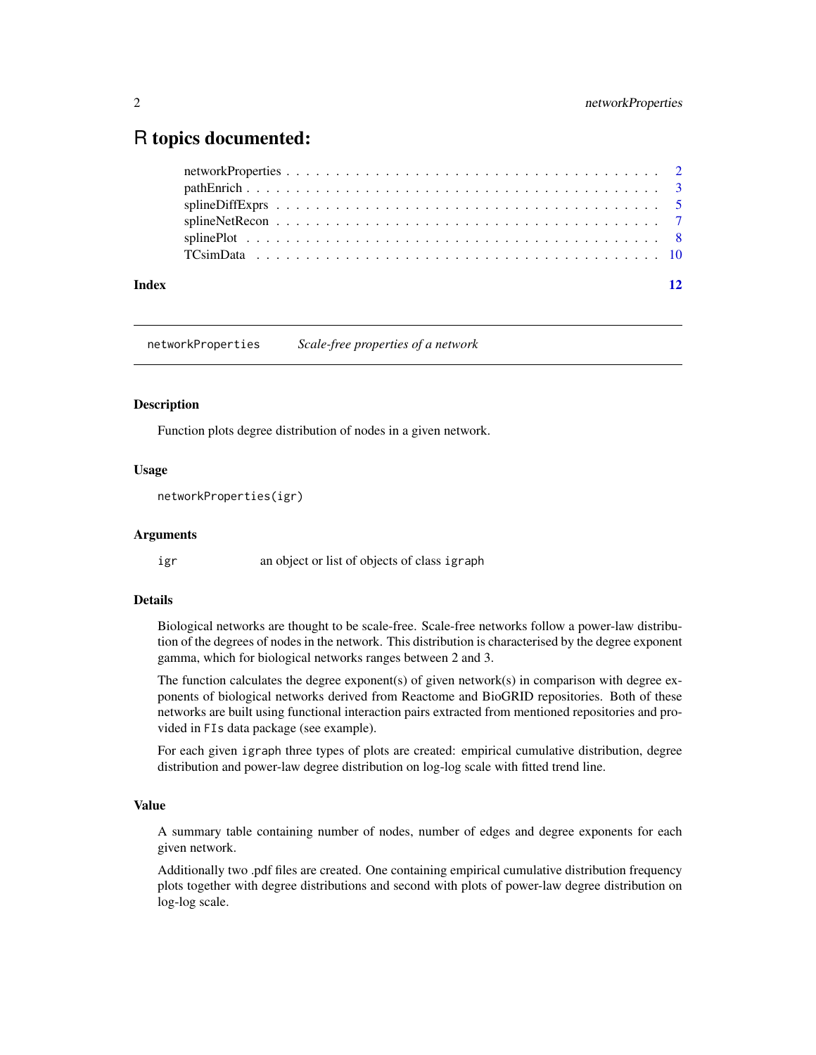# R topics documented:

- networkProperties . . . . . . . . . . . . . . . . . . . . . . . . . . . . . . . . . . . . . . 2
- pathEnrich . . . . . . . . . . . . . . . . . . . . . . . . . . . . . . . . . . . . . . . . . . 3
- splineDiffExprs . . . . . . . . . . . . . . . . . . . . . . . . . . . . . . . . . . . . . . . 5
- splineNetRecon . . . . . . . . . . . . . . . . . . . . . . . . . . . . . . . . . . . . . . . 7
- splinePlot . . . . . . . . . . . . . . . . . . . . . . . . . . . . . . . . . . . . . . . . . . 8
- TCsimData . . . . . . . . . . . . . . . . . . . . . . . . . . . . . . . . . . . . . . . . . . 10

**Index** **12**

---

## networkProperties — *Scale-free properties of a network*

### Description

Function plots degree distribution of nodes in a given network.

### Usage

```
networkProperties(igr)
```

### Arguments

| | |
|---|---|
| `igr` | an object or list of objects of class `igraph` |

### Details

Biological networks are thought to be scale-free. Scale-free networks follow a power-law distribution of the degrees of nodes in the network. This distribution is characterised by the degree exponent gamma, which for biological networks ranges between 2 and 3.

The function calculates the degree exponent(s) of given network(s) in comparison with degree exponents of biological networks derived from Reactome and BioGRID repositories. Both of these networks are built using functional interaction pairs extracted from mentioned repositories and provided in `FIs` data package (see example).

For each given `igraph` three types of plots are created: empirical cumulative distribution, degree distribution and power-law degree distribution on log-log scale with fitted trend line.

### Value

A summary table containing number of nodes, number of edges and degree exponents for each given network.

Additionally two .pdf files are created. One containing empirical cumulative distribution frequency plots together with degree distributions and second with plots of power-law degree distribution on log-log scale.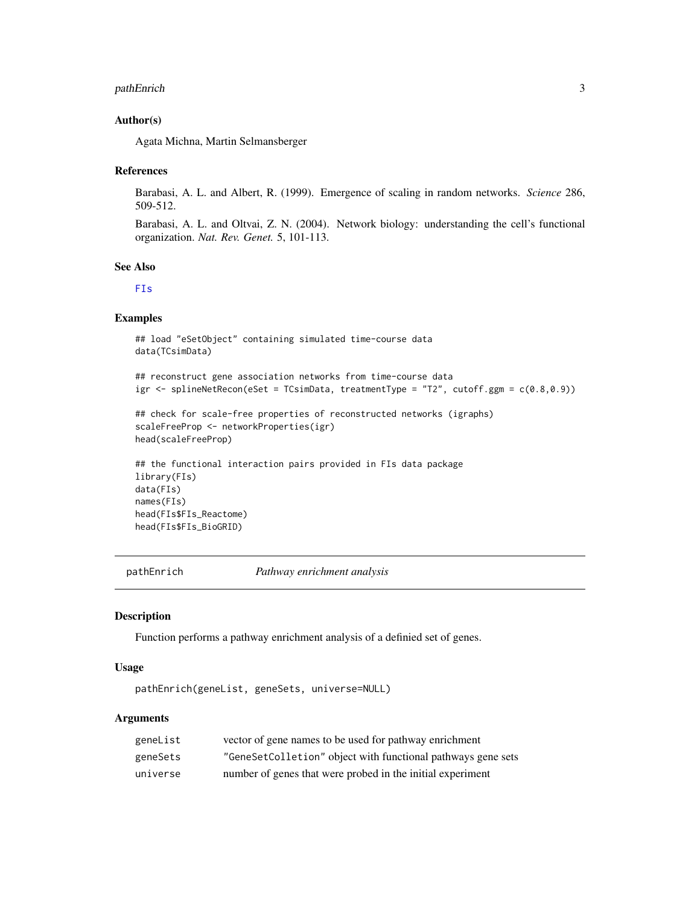### Author(s)

Agata Michna, Martin Selmansberger

### References

Barabasi, A. L. and Albert, R. (1999). Emergence of scaling in random networks. *Science* 286, 509-512.

Barabasi, A. L. and Oltvai, Z. N. (2004). Network biology: understanding the cell's functional organization. *Nat. Rev. Genet.* 5, 101-113.

### See Also

FIs

### Examples

```
## load "eSetObject" containing simulated time-course data
data(TCsimData)

## reconstruct gene association networks from time-course data
igr <- splineNetRecon(eSet = TCsimData, treatmentType = "T2", cutoff.ggm = c(0.8,0.9))

## check for scale-free properties of reconstructed networks (igraphs)
scaleFreeProp <- networkProperties(igr)
head(scaleFreeProp)

## the functional interaction pairs provided in FIs data package
library(FIs)
data(FIs)
names(FIs)
head(FIs$FIs_Reactome)
head(FIs$FIs_BioGRID)
```

---

## pathEnrich — *Pathway enrichment analysis*

---

### Description

Function performs a pathway enrichment analysis of a definied set of genes.

### Usage

```
pathEnrich(geneList, geneSets, universe=NULL)
```

### Arguments

| | |
|---|---|
| geneList | vector of gene names to be used for pathway enrichment |
| geneSets | "GeneSetColletion" object with functional pathways gene sets |
| universe | number of genes that were probed in the initial experiment |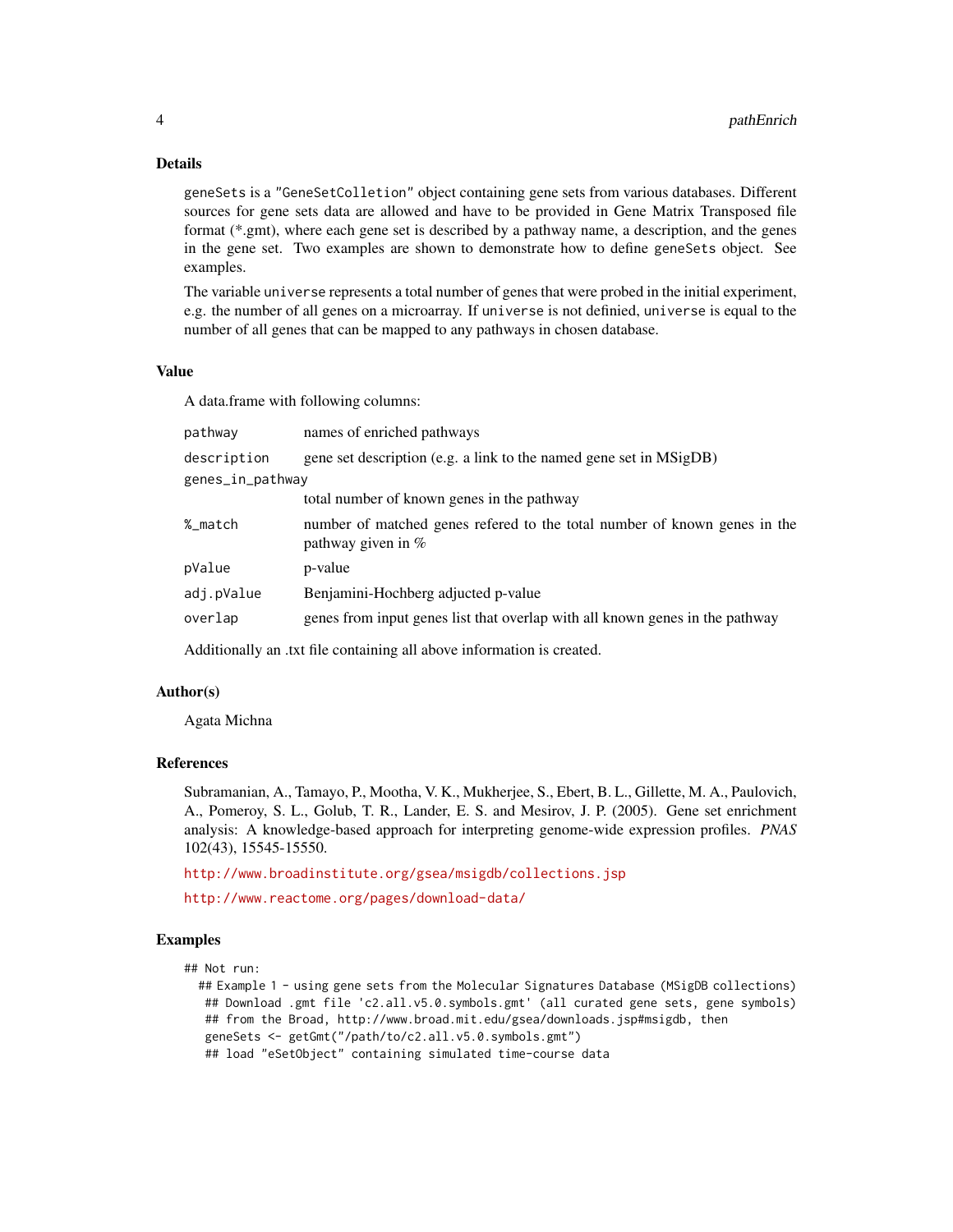## Details

geneSets is a "GeneSetColletion" object containing gene sets from various databases. Different sources for gene sets data are allowed and have to be provided in Gene Matrix Transposed file format (*.gmt), where each gene set is described by a pathway name, a description, and the genes in the gene set. Two examples are shown to demonstrate how to define geneSets object. See examples.

The variable universe represents a total number of genes that were probed in the initial experiment, e.g. the number of all genes on a microarray. If universe is not definied, universe is equal to the number of all genes that can be mapped to any pathways in chosen database.

## Value

A data.frame with following columns:

| | |
|---|---|
| pathway | names of enriched pathways |
| description | gene set description (e.g. a link to the named gene set in MSigDB) |
| genes_in_pathway | total number of known genes in the pathway |
| %_match | number of matched genes refered to the total number of known genes in the pathway given in % |
| pValue | p-value |
| adj.pValue | Benjamini-Hochberg adjucted p-value |
| overlap | genes from input genes list that overlap with all known genes in the pathway |

Additionally an .txt file containing all above information is created.

## Author(s)

Agata Michna

## References

Subramanian, A., Tamayo, P., Mootha, V. K., Mukherjee, S., Ebert, B. L., Gillette, M. A., Paulovich, A., Pomeroy, S. L., Golub, T. R., Lander, E. S. and Mesirov, J. P. (2005). Gene set enrichment analysis: A knowledge-based approach for interpreting genome-wide expression profiles. *PNAS* 102(43), 15545-15550.

http://www.broadinstitute.org/gsea/msigdb/collections.jsp

http://www.reactome.org/pages/download-data/

## Examples

```
## Not run:
  ## Example 1 - using gene sets from the Molecular Signatures Database (MSigDB collections)
   ## Download .gmt file 'c2.all.v5.0.symbols.gmt' (all curated gene sets, gene symbols)
   ## from the Broad, http://www.broad.mit.edu/gsea/downloads.jsp#msigdb, then
   geneSets <- getGmt("/path/to/c2.all.v5.0.symbols.gmt")
   ## load "eSetObject" containing simulated time-course data
```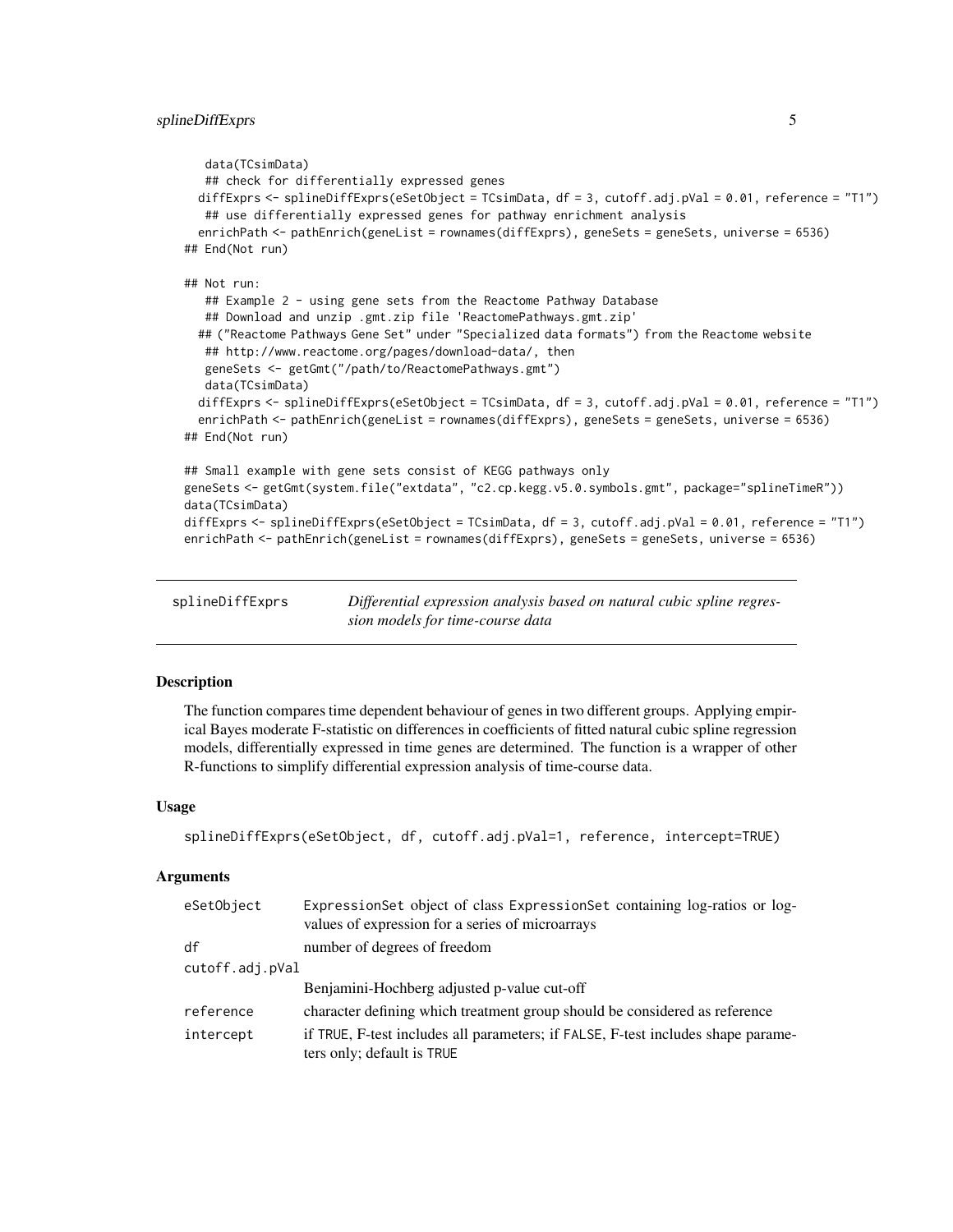```
    data(TCsimData)
    ## check for differentially expressed genes
   diffExprs <- splineDiffExprs(eSetObject = TCsimData, df = 3, cutoff.adj.pVal = 0.01, reference = "T1")
    ## use differentially expressed genes for pathway enrichment analysis
   enrichPath <- pathEnrich(geneList = rownames(diffExprs), geneSets = geneSets, universe = 6536)
## End(Not run)

## Not run:
    ## Example 2 - using gene sets from the Reactome Pathway Database
    ## Download and unzip .gmt.zip file 'ReactomePathways.gmt.zip'
   ## ("Reactome Pathways Gene Set" under "Specialized data formats") from the Reactome website
    ## http://www.reactome.org/pages/download-data/, then
    geneSets <- getGmt("/path/to/ReactomePathways.gmt")
    data(TCsimData)
   diffExprs <- splineDiffExprs(eSetObject = TCsimData, df = 3, cutoff.adj.pVal = 0.01, reference = "T1")
   enrichPath <- pathEnrich(geneList = rownames(diffExprs), geneSets = geneSets, universe = 6536)
## End(Not run)

## Small example with gene sets consist of KEGG pathways only
geneSets <- getGmt(system.file("extdata", "c2.cp.kegg.v5.0.symbols.gmt", package="splineTimeR"))
data(TCsimData)
diffExprs <- splineDiffExprs(eSetObject = TCsimData, df = 3, cutoff.adj.pVal = 0.01, reference = "T1")
enrichPath <- pathEnrich(geneList = rownames(diffExprs), geneSets = geneSets, universe = 6536)
```

---

## splineDiffExprs — *Differential expression analysis based on natural cubic spline regression models for time-course data*

---

### Description

The function compares time dependent behaviour of genes in two different groups. Applying empirical Bayes moderate F-statistic on differences in coefficients of fitted natural cubic spline regression models, differentially expressed in time genes are determined. The function is a wrapper of other R-functions to simplify differential expression analysis of time-course data.

### Usage

```
splineDiffExprs(eSetObject, df, cutoff.adj.pVal=1, reference, intercept=TRUE)
```

### Arguments

| | |
|---|---|
| `eSetObject` | ExpressionSet object of class `ExpressionSet` containing log-ratios or log-values of expression for a series of microarrays |
| `df` | number of degrees of freedom |
| `cutoff.adj.pVal` | Benjamini-Hochberg adjusted p-value cut-off |
| `reference` | character defining which treatment group should be considered as reference |
| `intercept` | if `TRUE`, F-test includes all parameters; if `FALSE`, F-test includes shape parameters only; default is `TRUE` |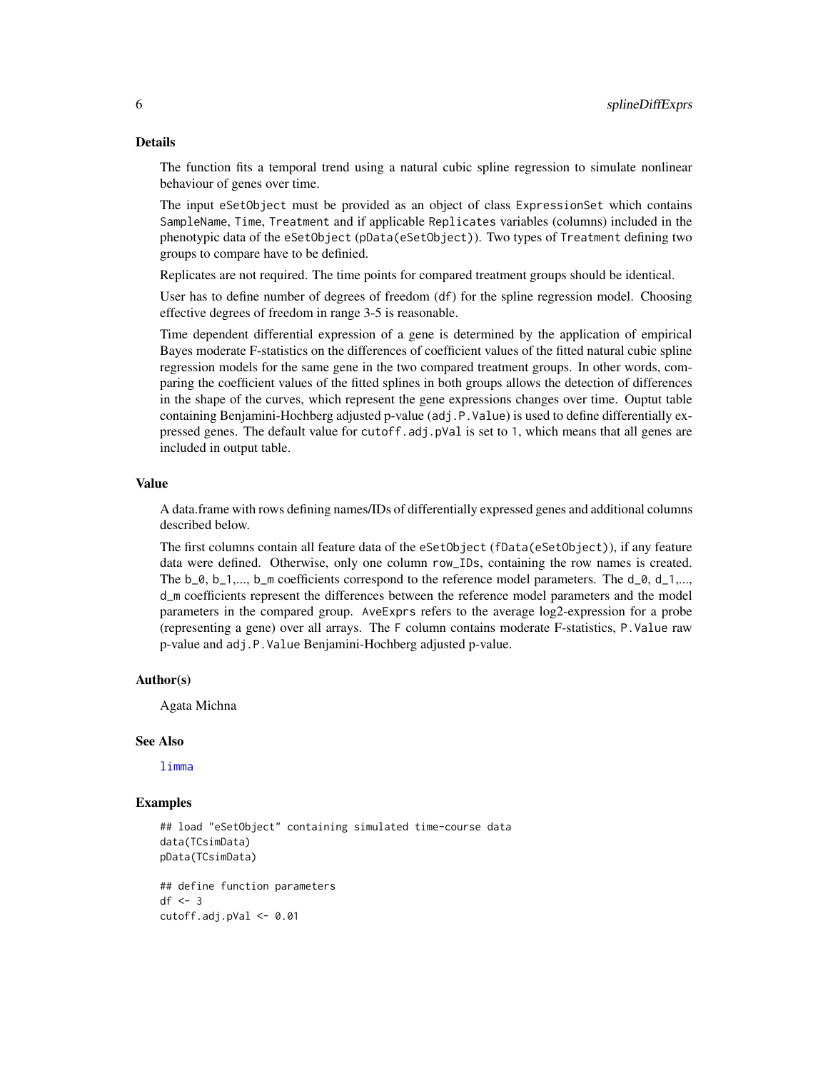## Details

The function fits a temporal trend using a natural cubic spline regression to simulate nonlinear behaviour of genes over time.

The input eSetObject must be provided as an object of class ExpressionSet which contains SampleName, Time, Treatment and if applicable Replicates variables (columns) included in the phenotypic data of the eSetObject (pData(eSetObject)). Two types of Treatment defining two groups to compare have to be definied.

Replicates are not required. The time points for compared treatment groups should be identical.

User has to define number of degrees of freedom (df) for the spline regression model. Choosing effective degrees of freedom in range 3-5 is reasonable.

Time dependent differential expression of a gene is determined by the application of empirical Bayes moderate F-statistics on the differences of coefficient values of the fitted natural cubic spline regression models for the same gene in the two compared treatment groups. In other words, comparing the coefficient values of the fitted splines in both groups allows the detection of differences in the shape of the curves, which represent the gene expressions changes over time. Ouptut table containing Benjamini-Hochberg adjusted p-value (adj.P.Value) is used to define differentially expressed genes. The default value for cutoff.adj.pVal is set to 1, which means that all genes are included in output table.

## Value

A data.frame with rows defining names/IDs of differentially expressed genes and additional columns described below.

The first columns contain all feature data of the eSetObject (fData(eSetObject)), if any feature data were defined. Otherwise, only one column row_IDs, containing the row names is created. The b_0, b_1,..., b_m coefficients correspond to the reference model parameters. The d_0, d_1,..., d_m coefficients represent the differences between the reference model parameters and the model parameters in the compared group. AveExprs refers to the average log2-expression for a probe (representing a gene) over all arrays. The F column contains moderate F-statistics, P.Value raw p-value and adj.P.Value Benjamini-Hochberg adjusted p-value.

## Author(s)

Agata Michna

## See Also

limma

## Examples

```
## load "eSetObject" containing simulated time-course data
data(TCsimData)
pData(TCsimData)

## define function parameters
df <- 3
cutoff.adj.pVal <- 0.01
```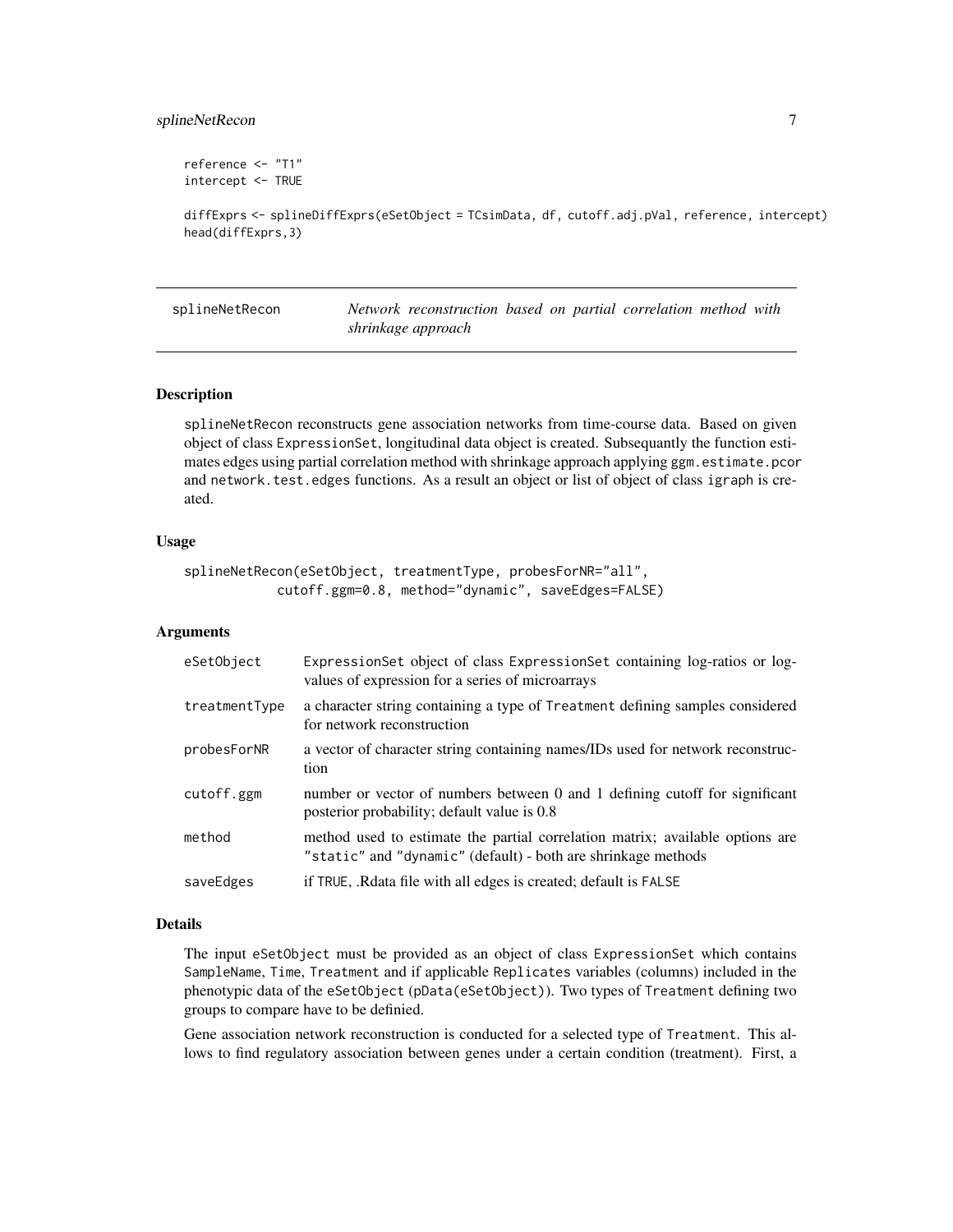```
reference <- "T1"
intercept <- TRUE

diffExprs <- splineDiffExprs(eSetObject = TCsimData, df, cutoff.adj.pVal, reference, intercept)
head(diffExprs,3)
```

## splineNetRecon — *Network reconstruction based on partial correlation method with shrinkage approach*

### Description

splineNetRecon reconstructs gene association networks from time-course data. Based on given object of class ExpressionSet, longitudinal data object is created. Subsequantly the function estimates edges using partial correlation method with shrinkage approach applying ggm.estimate.pcor and network.test.edges functions. As a result an object or list of object of class igraph is created.

### Usage

```
splineNetRecon(eSetObject, treatmentType, probesForNR="all",
            cutoff.ggm=0.8, method="dynamic", saveEdges=FALSE)
```

### Arguments

| | |
|---|---|
| eSetObject | ExpressionSet object of class ExpressionSet containing log-ratios or log-values of expression for a series of microarrays |
| treatmentType | a character string containing a type of Treatment defining samples considered for network reconstruction |
| probesForNR | a vector of character string containing names/IDs used for network reconstruction |
| cutoff.ggm | number or vector of numbers between 0 and 1 defining cutoff for significant posterior probability; default value is 0.8 |
| method | method used to estimate the partial correlation matrix; available options are "static" and "dynamic" (default) - both are shrinkage methods |
| saveEdges | if TRUE, .Rdata file with all edges is created; default is FALSE |

### Details

The input eSetObject must be provided as an object of class ExpressionSet which contains SampleName, Time, Treatment and if applicable Replicates variables (columns) included in the phenotypic data of the eSetObject (pData(eSetObject)). Two types of Treatment defining two groups to compare have to be definied.

Gene association network reconstruction is conducted for a selected type of Treatment. This allows to find regulatory association between genes under a certain condition (treatment). First, a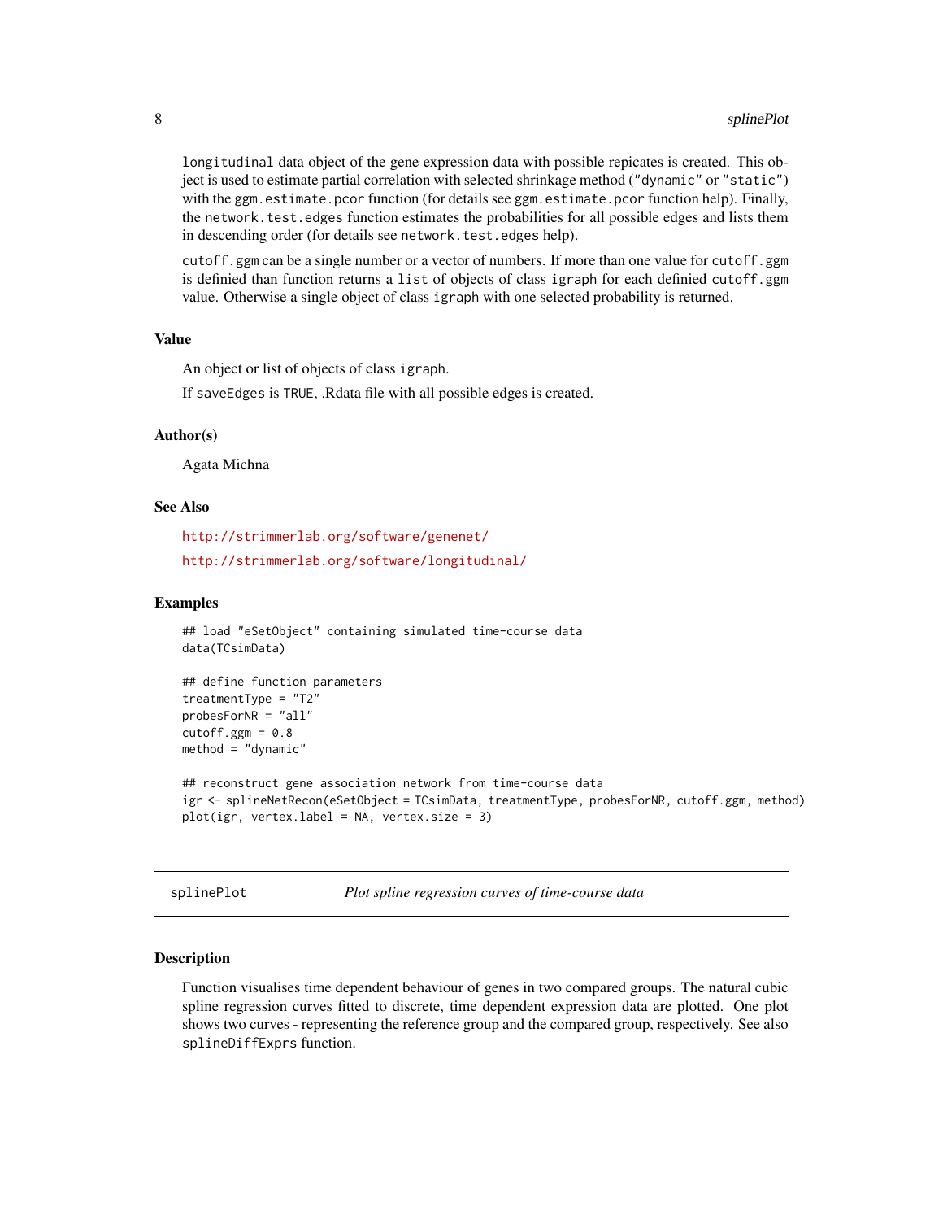longitudinal data object of the gene expression data with possible repicates is created. This object is used to estimate partial correlation with selected shrinkage method ("dynamic" or "static") with the ggm.estimate.pcor function (for details see ggm.estimate.pcor function help). Finally, the network.test.edges function estimates the probabilities for all possible edges and lists them in descending order (for details see network.test.edges help).

cutoff.ggm can be a single number or a vector of numbers. If more than one value for cutoff.ggm is definied than function returns a list of objects of class igraph for each definied cutoff.ggm value. Otherwise a single object of class igraph with one selected probability is returned.

### Value

An object or list of objects of class igraph.

If saveEdges is TRUE, .Rdata file with all possible edges is created.

### Author(s)

Agata Michna

### See Also

http://strimmerlab.org/software/genenet/

http://strimmerlab.org/software/longitudinal/

### Examples

```
## load "eSetObject" containing simulated time-course data
data(TCsimData)

## define function parameters
treatmentType = "T2"
probesForNR = "all"
cutoff.ggm = 0.8
method = "dynamic"

## reconstruct gene association network from time-course data
igr <- splineNetRecon(eSetObject = TCsimData, treatmentType, probesForNR, cutoff.ggm, method)
plot(igr, vertex.label = NA, vertex.size = 3)
```

---

## splinePlot — *Plot spline regression curves of time-course data*

### Description

Function visualises time dependent behaviour of genes in two compared groups. The natural cubic spline regression curves fitted to discrete, time dependent expression data are plotted. One plot shows two curves - representing the reference group and the compared group, respectively. See also splineDiffExprs function.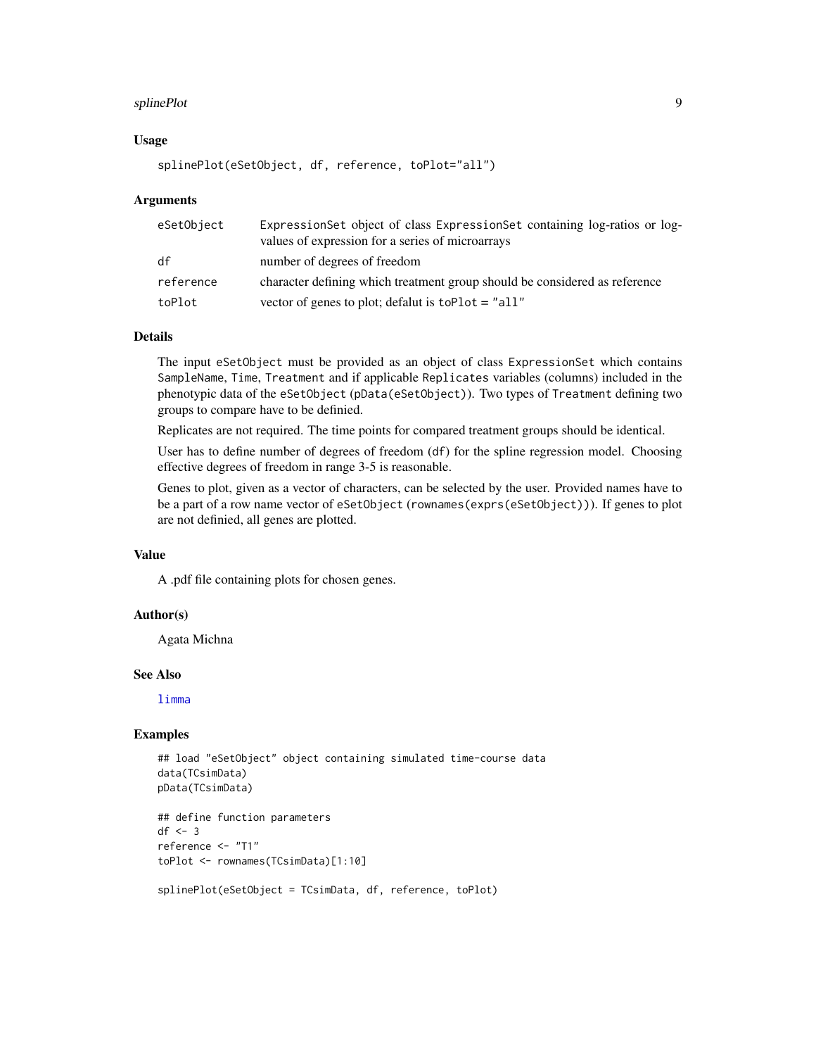## Usage

```
splinePlot(eSetObject, df, reference, toPlot="all")
```

## Arguments

| | |
|---|---|
| eSetObject | ExpressionSet object of class ExpressionSet containing log-ratios or log-values of expression for a series of microarrays |
| df | number of degrees of freedom |
| reference | character defining which treatment group should be considered as reference |
| toPlot | vector of genes to plot; defalut is toPlot = "all" |

## Details

The input eSetObject must be provided as an object of class ExpressionSet which contains SampleName, Time, Treatment and if applicable Replicates variables (columns) included in the phenotypic data of the eSetObject (pData(eSetObject)). Two types of Treatment defining two groups to compare have to be definied.

Replicates are not required. The time points for compared treatment groups should be identical.

User has to define number of degrees of freedom (df) for the spline regression model. Choosing effective degrees of freedom in range 3-5 is reasonable.

Genes to plot, given as a vector of characters, can be selected by the user. Provided names have to be a part of a row name vector of eSetObject (rownames(exprs(eSetObject))). If genes to plot are not definied, all genes are plotted.

## Value

A .pdf file containing plots for chosen genes.

## Author(s)

Agata Michna

## See Also

limma

## Examples

```
## load "eSetObject" object containing simulated time-course data
data(TCsimData)
pData(TCsimData)

## define function parameters
df <- 3
reference <- "T1"
toPlot <- rownames(TCsimData)[1:10]

splinePlot(eSetObject = TCsimData, df, reference, toPlot)
```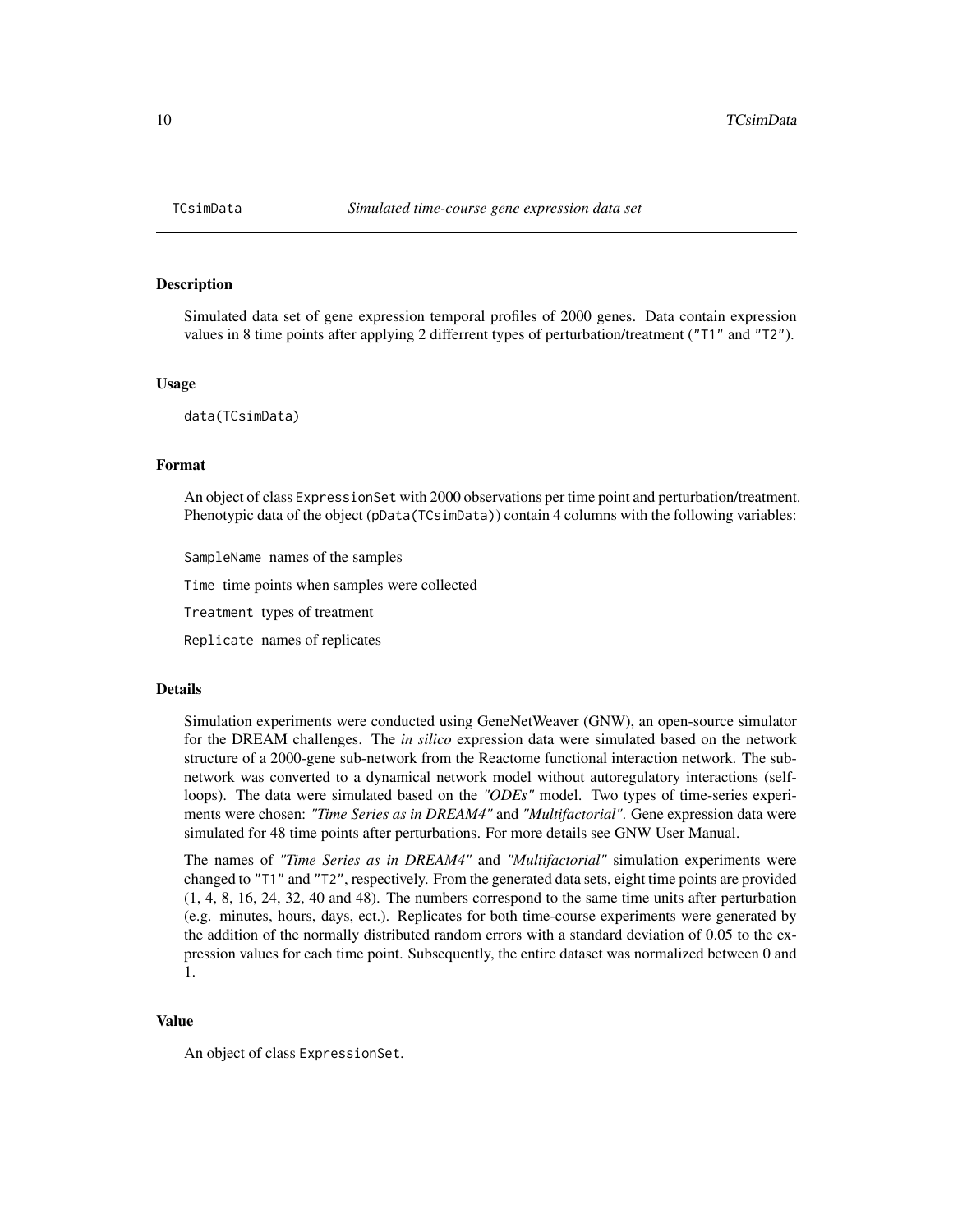## TCsimData *Simulated time-course gene expression data set*

### Description

Simulated data set of gene expression temporal profiles of 2000 genes. Data contain expression values in 8 time points after applying 2 differrent types of perturbation/treatment ("T1" and "T2").

### Usage

```
data(TCsimData)
```

### Format

An object of class `ExpressionSet` with 2000 observations per time point and perturbation/treatment. Phenotypic data of the object (`pData(TCsimData)`) contain 4 columns with the following variables:

`SampleName` names of the samples

`Time` time points when samples were collected

`Treatment` types of treatment

`Replicate` names of replicates

### Details

Simulation experiments were conducted using GeneNetWeaver (GNW), an open-source simulator for the DREAM challenges. The *in silico* expression data were simulated based on the network structure of a 2000-gene sub-network from the Reactome functional interaction network. The sub-network was converted to a dynamical network model without autoregulatory interactions (self-loops). The data were simulated based on the *"ODEs"* model. Two types of time-series experiments were chosen: *"Time Series as in DREAM4"* and *"Multifactorial"*. Gene expression data were simulated for 48 time points after perturbations. For more details see GNW User Manual.

The names of *"Time Series as in DREAM4"* and *"Multifactorial"* simulation experiments were changed to "T1" and "T2", respectively. From the generated data sets, eight time points are provided (1, 4, 8, 16, 24, 32, 40 and 48). The numbers correspond to the same time units after perturbation (e.g. minutes, hours, days, ect.). Replicates for both time-course experiments were generated by the addition of the normally distributed random errors with a standard deviation of 0.05 to the expression values for each time point. Subsequently, the entire dataset was normalized between 0 and 1.

### Value

An object of class `ExpressionSet`.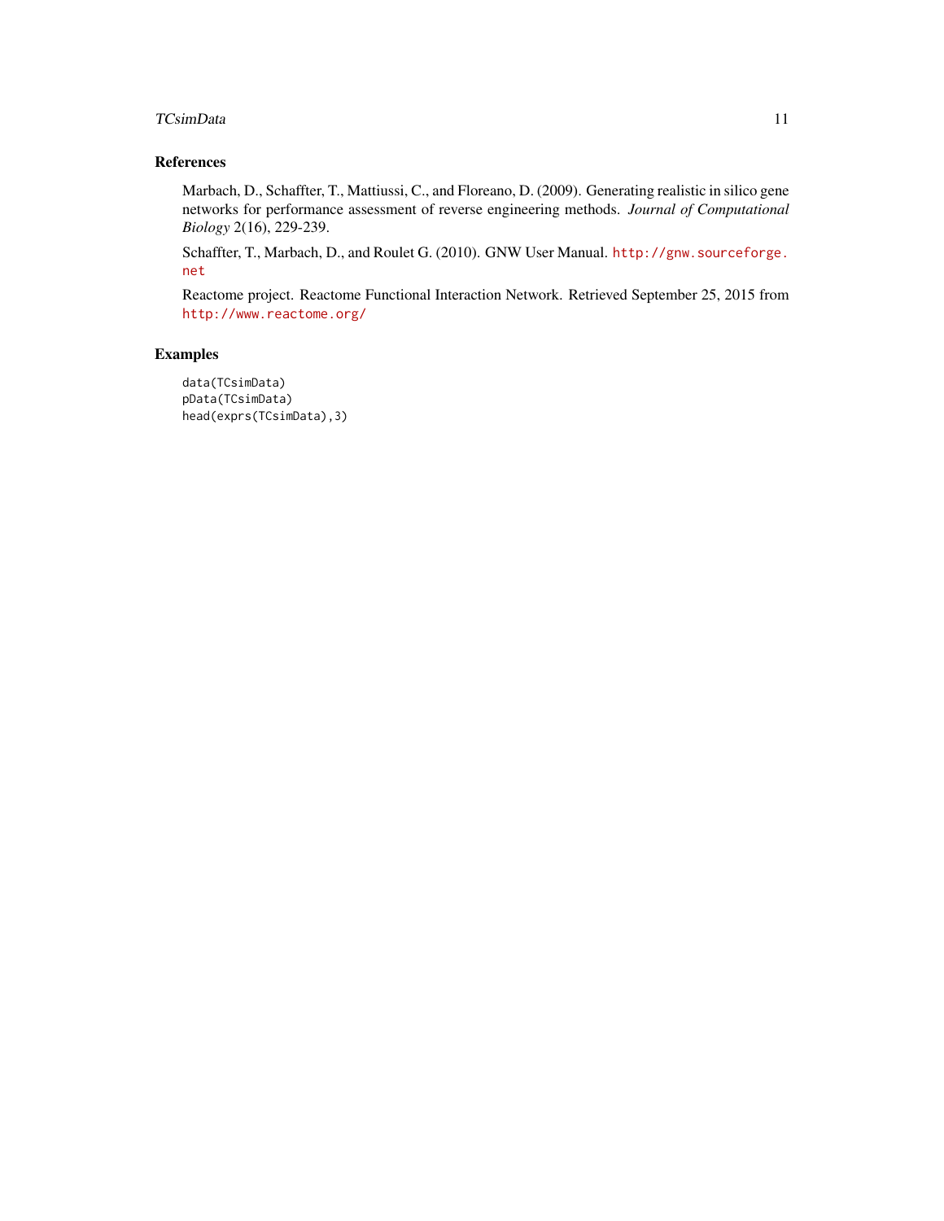## References

Marbach, D., Schaffter, T., Mattiussi, C., and Floreano, D. (2009). Generating realistic in silico gene networks for performance assessment of reverse engineering methods. *Journal of Computational Biology* 2(16), 229-239.

Schaffter, T., Marbach, D., and Roulet G. (2010). GNW User Manual. http://gnw.sourceforge.net

Reactome project. Reactome Functional Interaction Network. Retrieved September 25, 2015 from http://www.reactome.org/

## Examples

```
data(TCsimData)
pData(TCsimData)
head(exprs(TCsimData),3)
```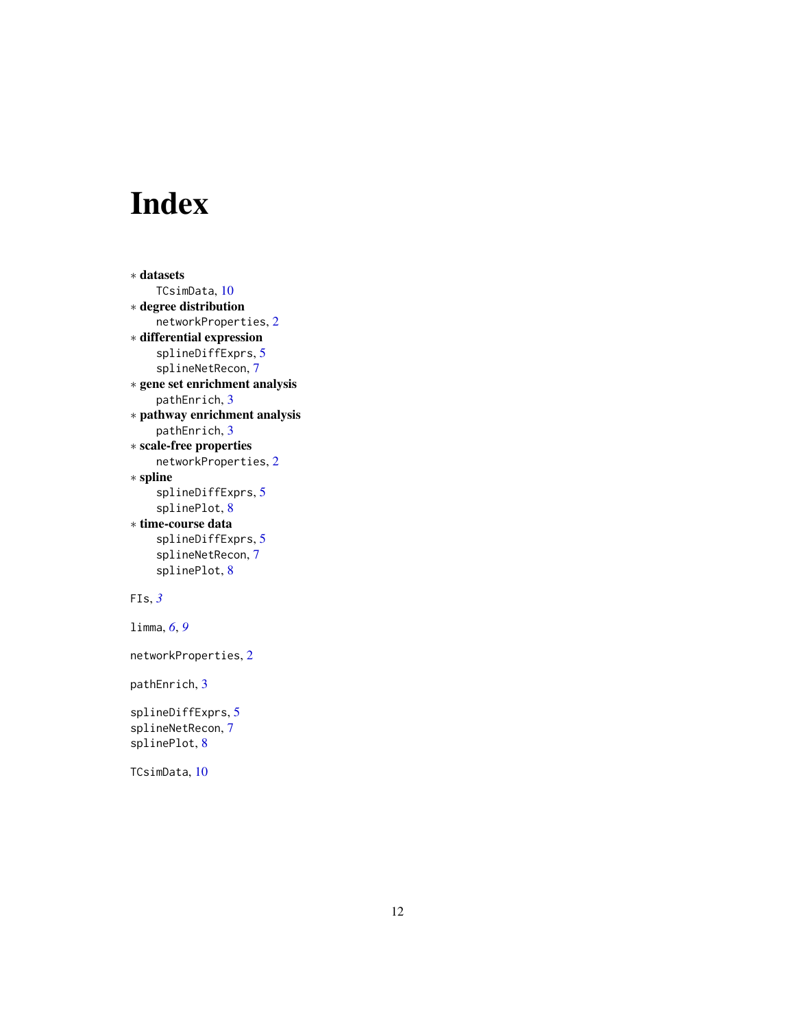# Index

∗ **datasets**
    TCsimData, 10
∗ **degree distribution**
    networkProperties, 2
∗ **differential expression**
    splineDiffExprs, 5
    splineNetRecon, 7
∗ **gene set enrichment analysis**
    pathEnrich, 3
∗ **pathway enrichment analysis**
    pathEnrich, 3
∗ **scale-free properties**
    networkProperties, 2
∗ **spline**
    splineDiffExprs, 5
    splinePlot, 8
∗ **time-course data**
    splineDiffExprs, 5
    splineNetRecon, 7
    splinePlot, 8

FIs, *3*

limma, *6*, *9*

networkProperties, 2

pathEnrich, 3

splineDiffExprs, 5
splineNetRecon, 7
splinePlot, 8

TCsimData, 10